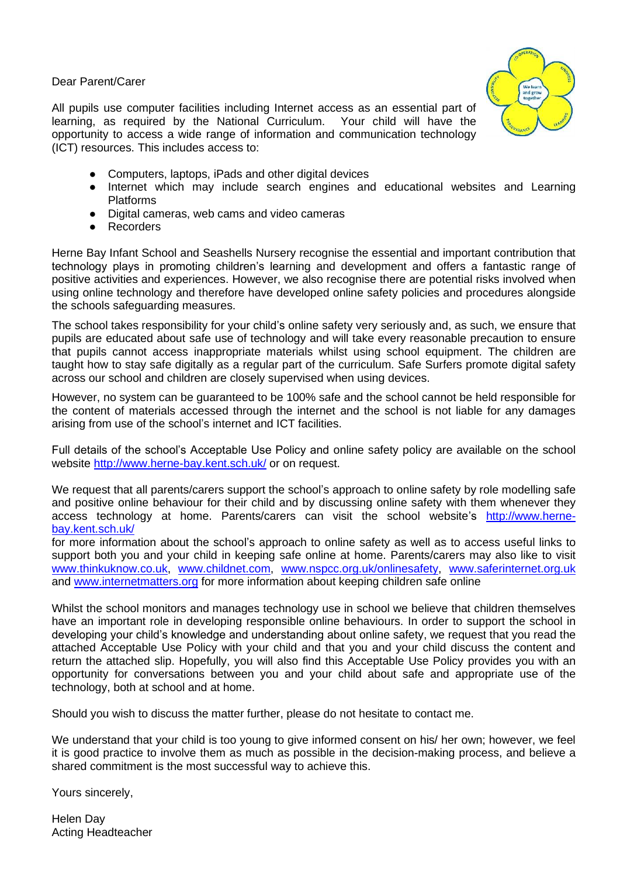Dear Parent/Carer

All pupils use computer facilities including Internet access as an essential part of learning, as required by the National Curriculum. Your child will have the opportunity to access a wide range of information and communication technology (ICT) resources. This includes access to:

- Computers, laptops, iPads and other digital devices
- Internet which may include search engines and educational websites and Learning Platforms
- Digital cameras, web cams and video cameras
- Recorders

Herne Bay Infant School and Seashells Nursery recognise the essential and important contribution that technology plays in promoting children's learning and development and offers a fantastic range of positive activities and experiences. However, we also recognise there are potential risks involved when using online technology and therefore have developed online safety policies and procedures alongside the schools safeguarding measures.

The school takes responsibility for your child's online safety very seriously and, as such, we ensure that pupils are educated about safe use of technology and will take every reasonable precaution to ensure that pupils cannot access inappropriate materials whilst using school equipment. The children are taught how to stay safe digitally as a regular part of the curriculum. Safe Surfers promote digital safety across our school and children are closely supervised when using devices.

However, no system can be guaranteed to be 100% safe and the school cannot be held responsible for the content of materials accessed through the internet and the school is not liable for any damages arising from use of the school's internet and ICT facilities.

Full details of the school's Acceptable Use Policy and online safety policy are available on the school website http://www.herne-bay.kent.sch.uk/ or on request.

We request that all parents/carers support the school's approach to online safety by role modelling safe and positive online behaviour for their child and by discussing online safety with them whenever they access technology at home. Parents/carers can visit the school website's http://www.herne-bay.kent.sch.uk/ for more information about the school's approach to online safety as well as to access useful links to support both you and your child in keeping safe online at home. Parents/carers may also like to visit www.thinkuknow.co.uk, www.childnet.com, www.nspcc.org.uk/onlinesafety, www.saferinternet.org.uk and www.internetmatters.org for more information about keeping children safe online

Whilst the school monitors and manages technology use in school we believe that children themselves have an important role in developing responsible online behaviours. In order to support the school in developing your child's knowledge and understanding about online safety, we request that you read the attached Acceptable Use Policy with your child and that you and your child discuss the content and return the attached slip. Hopefully, you will also find this Acceptable Use Policy provides you with an opportunity for conversations between you and your child about safe and appropriate use of the technology, both at school and at home.

Should you wish to discuss the matter further, please do not hesitate to contact me.

We understand that your child is too young to give informed consent on his/ her own; however, we feel it is good practice to involve them as much as possible in the decision-making process, and believe a shared commitment is the most successful way to achieve this.

Yours sincerely,

Helen Day
Acting Headteacher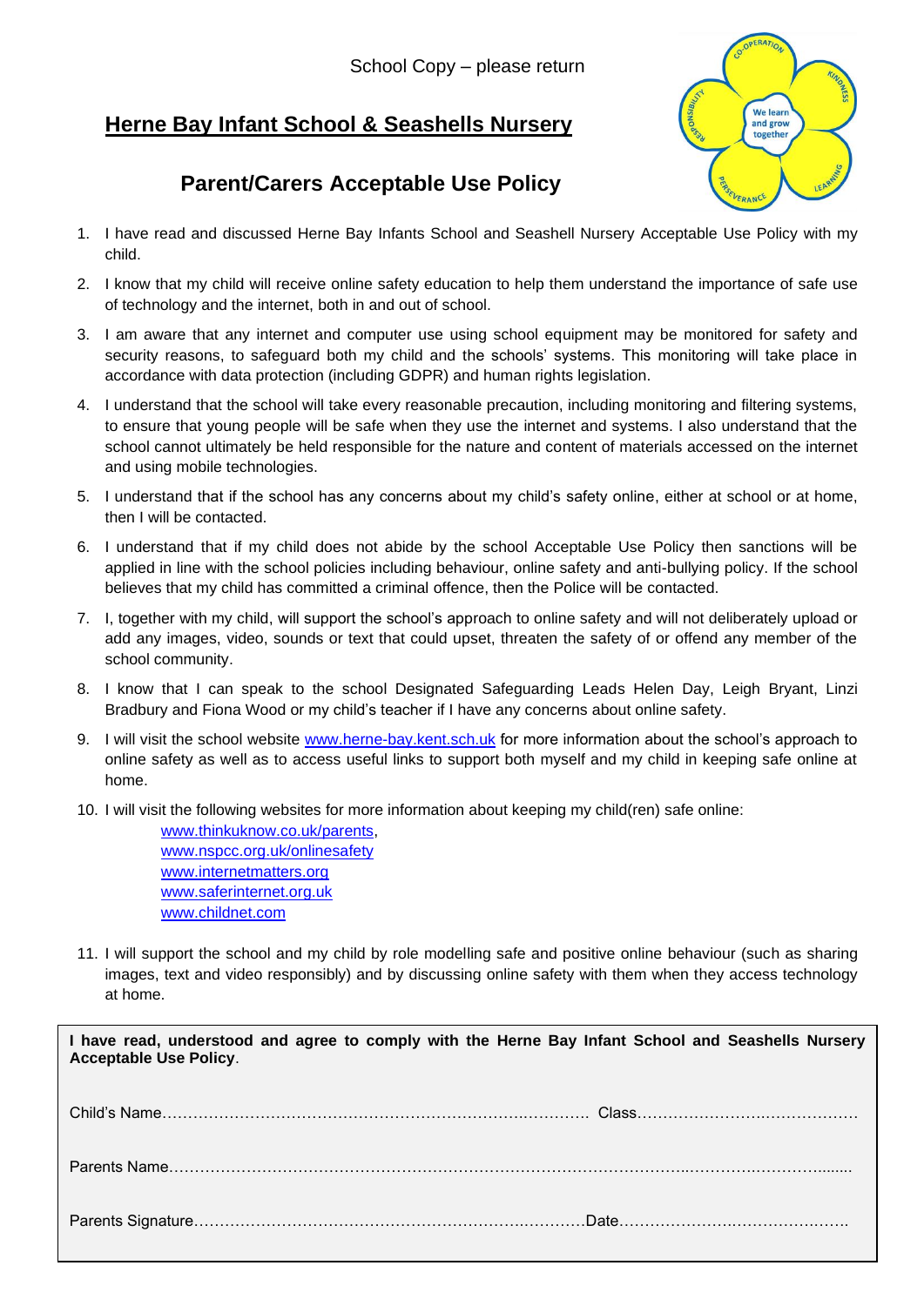School Copy – please return

# Herne Bay Infant School & Seashells Nursery

## Parent/Carers Acceptable Use Policy

1. I have read and discussed Herne Bay Infants School and Seashell Nursery Acceptable Use Policy with my child.
2. I know that my child will receive online safety education to help them understand the importance of safe use of technology and the internet, both in and out of school.
3. I am aware that any internet and computer use using school equipment may be monitored for safety and security reasons, to safeguard both my child and the schools' systems. This monitoring will take place in accordance with data protection (including GDPR) and human rights legislation.
4. I understand that the school will take every reasonable precaution, including monitoring and filtering systems, to ensure that young people will be safe when they use the internet and systems. I also understand that the school cannot ultimately be held responsible for the nature and content of materials accessed on the internet and using mobile technologies.
5. I understand that if the school has any concerns about my child's safety online, either at school or at home, then I will be contacted.
6. I understand that if my child does not abide by the school Acceptable Use Policy then sanctions will be applied in line with the school policies including behaviour, online safety and anti-bullying policy. If the school believes that my child has committed a criminal offence, then the Police will be contacted.
7. I, together with my child, will support the school's approach to online safety and will not deliberately upload or add any images, video, sounds or text that could upset, threaten the safety of or offend any member of the school community.
8. I know that I can speak to the school Designated Safeguarding Leads Helen Day, Leigh Bryant, Linzi Bradbury and Fiona Wood or my child's teacher if I have any concerns about online safety.
9. I will visit the school website www.herne-bay.kent.sch.uk for more information about the school's approach to online safety as well as to access useful links to support both myself and my child in keeping safe online at home.
10. I will visit the following websites for more information about keeping my child(ren) safe online:
    - www.thinkuknow.co.uk/parents,
    - www.nspcc.org.uk/onlinesafety
    - www.internetmatters.org
    - www.saferinternet.org.uk
    - www.childnet.com
11. I will support the school and my child by role modelling safe and positive online behaviour (such as sharing images, text and video responsibly) and by discussing online safety with them when they access technology at home.

**I have read, understood and agree to comply with the Herne Bay Infant School and Seashells Nursery Acceptable Use Policy**.

Child's Name………………………………………………………………………… Class……………………………………

Parents Name………………………………………………………………………………………………………………………

Parents Signature………………………………………………………………………Date……………………………………